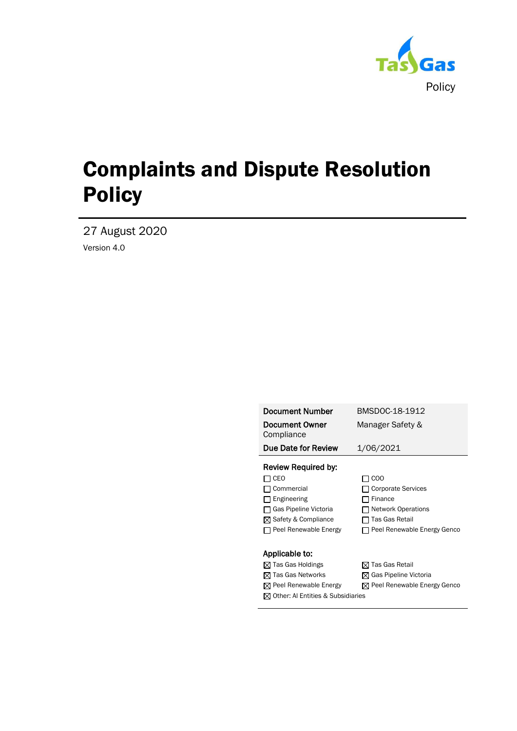Tas Gas

Policy

# Complaints and Dispute Resolution Policy

27 August 2020

Version 4.0

| | |
|---|---|
| **Document Number** | BMSDOC-18-1912 |
| **Document Owner** | Manager Safety & Compliance |
| **Due Date for Review** | 1/06/2021 |

**Review Required by:**

- ☐ CEO
- ☐ COO
- ☐ Commercial
- ☐ Corporate Services
- ☐ Engineering
- ☐ Finance
- ☐ Gas Pipeline Victoria
- ☐ Network Operations
- ☒ Safety & Compliance
- ☐ Tas Gas Retail
- ☐ Peel Renewable Energy
- ☐ Peel Renewable Energy Genco

**Applicable to:**

- ☒ Tas Gas Holdings
- ☒ Tas Gas Retail
- ☒ Tas Gas Networks
- ☒ Gas Pipeline Victoria
- ☒ Peel Renewable Energy
- ☒ Peel Renewable Energy Genco
- ☒ Other: Al Entities & Subsidiaries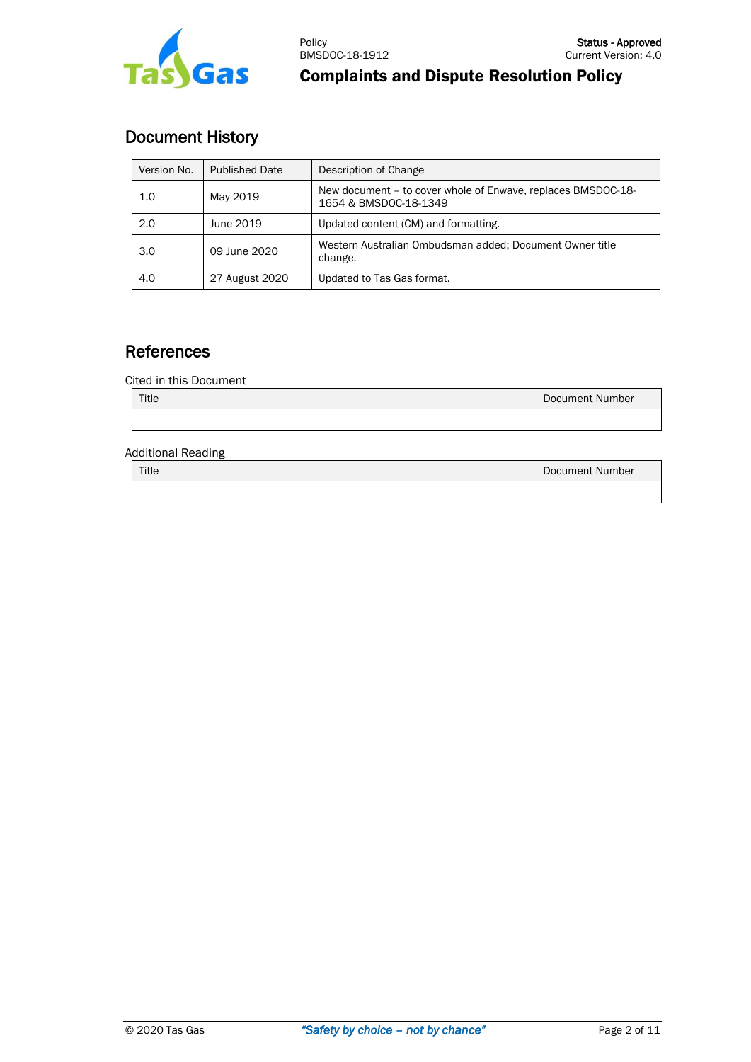## Document History

| Version No. | Published Date | Description of Change |
|---|---|---|
| 1.0 | May 2019 | New document – to cover whole of Enwave, replaces BMSDOC-18-1654 & BMSDOC-18-1349 |
| 2.0 | June 2019 | Updated content (CM) and formatting. |
| 3.0 | 09 June 2020 | Western Australian Ombudsman added; Document Owner title change. |
| 4.0 | 27 August 2020 | Updated to Tas Gas format. |

## References

Cited in this Document

| Title | Document Number |
|---|---|
| | |

Additional Reading

| Title | Document Number |
|---|---|
| | |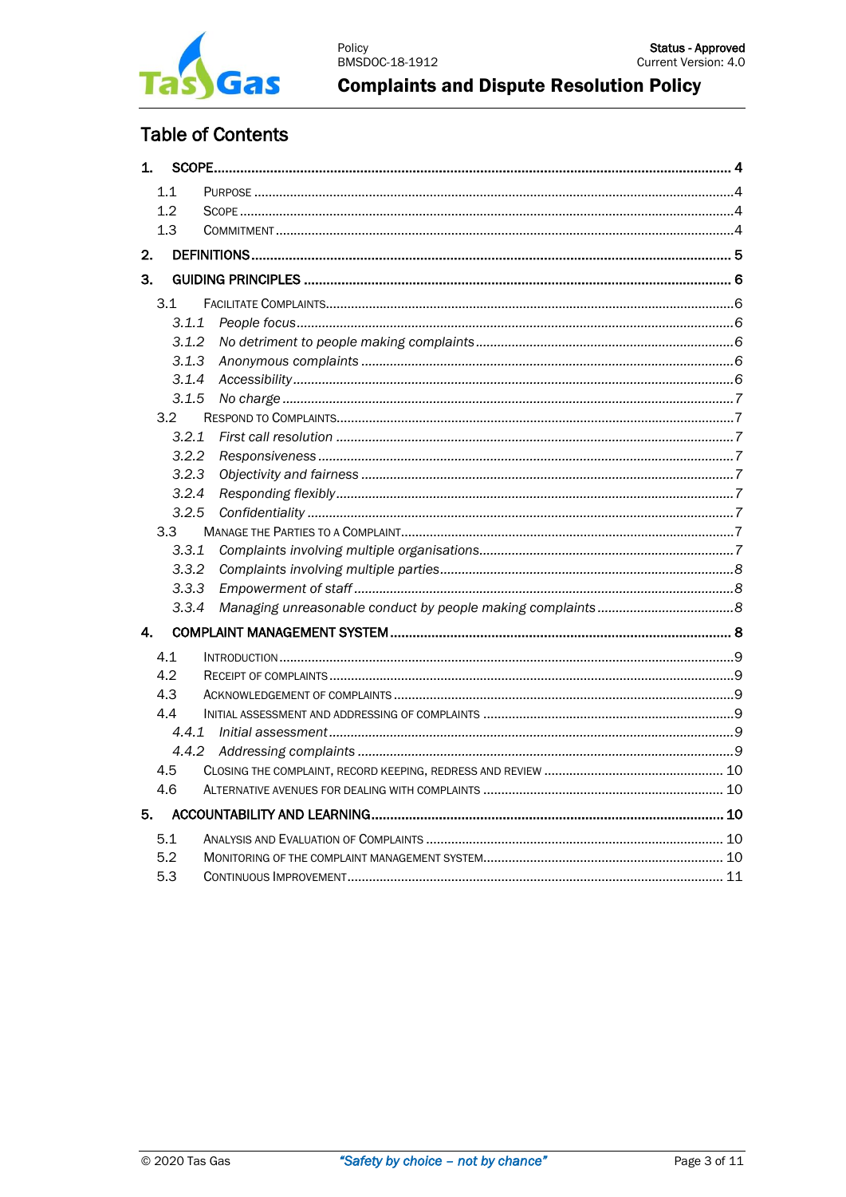# Table of Contents

**1. SCOPE** ..... 4

- 1.1 PURPOSE ..... 4
- 1.2 SCOPE ..... 4
- 1.3 COMMITMENT ..... 4

**2. DEFINITIONS** ..... 5

**3. GUIDING PRINCIPLES** ..... 6

- 3.1 FACILITATE COMPLAINTS ..... 6
  - *3.1.1 People focus* ..... 6
  - *3.1.2 No detriment to people making complaints* ..... 6
  - *3.1.3 Anonymous complaints* ..... 6
  - *3.1.4 Accessibility* ..... 6
  - *3.1.5 No charge* ..... 7
- 3.2 RESPOND TO COMPLAINTS ..... 7
  - *3.2.1 First call resolution* ..... 7
  - *3.2.2 Responsiveness* ..... 7
  - *3.2.3 Objectivity and fairness* ..... 7
  - *3.2.4 Responding flexibly* ..... 7
  - *3.2.5 Confidentiality* ..... 7
- 3.3 MANAGE THE PARTIES TO A COMPLAINT ..... 7
  - *3.3.1 Complaints involving multiple organisations* ..... 7
  - *3.3.2 Complaints involving multiple parties* ..... 8
  - *3.3.3 Empowerment of staff* ..... 8
  - *3.3.4 Managing unreasonable conduct by people making complaints* ..... 8

**4. COMPLAINT MANAGEMENT SYSTEM** ..... 8

- 4.1 INTRODUCTION ..... 9
- 4.2 RECEIPT OF COMPLAINTS ..... 9
- 4.3 ACKNOWLEDGEMENT OF COMPLAINTS ..... 9
- 4.4 INITIAL ASSESSMENT AND ADDRESSING OF COMPLAINTS ..... 9
  - *4.4.1 Initial assessment* ..... 9
  - *4.4.2 Addressing complaints* ..... 9
- 4.5 CLOSING THE COMPLAINT, RECORD KEEPING, REDRESS AND REVIEW ..... 10
- 4.6 ALTERNATIVE AVENUES FOR DEALING WITH COMPLAINTS ..... 10

**5. ACCOUNTABILITY AND LEARNING** ..... 10

- 5.1 ANALYSIS AND EVALUATION OF COMPLAINTS ..... 10
- 5.2 MONITORING OF THE COMPLAINT MANAGEMENT SYSTEM ..... 10
- 5.3 CONTINUOUS IMPROVEMENT ..... 11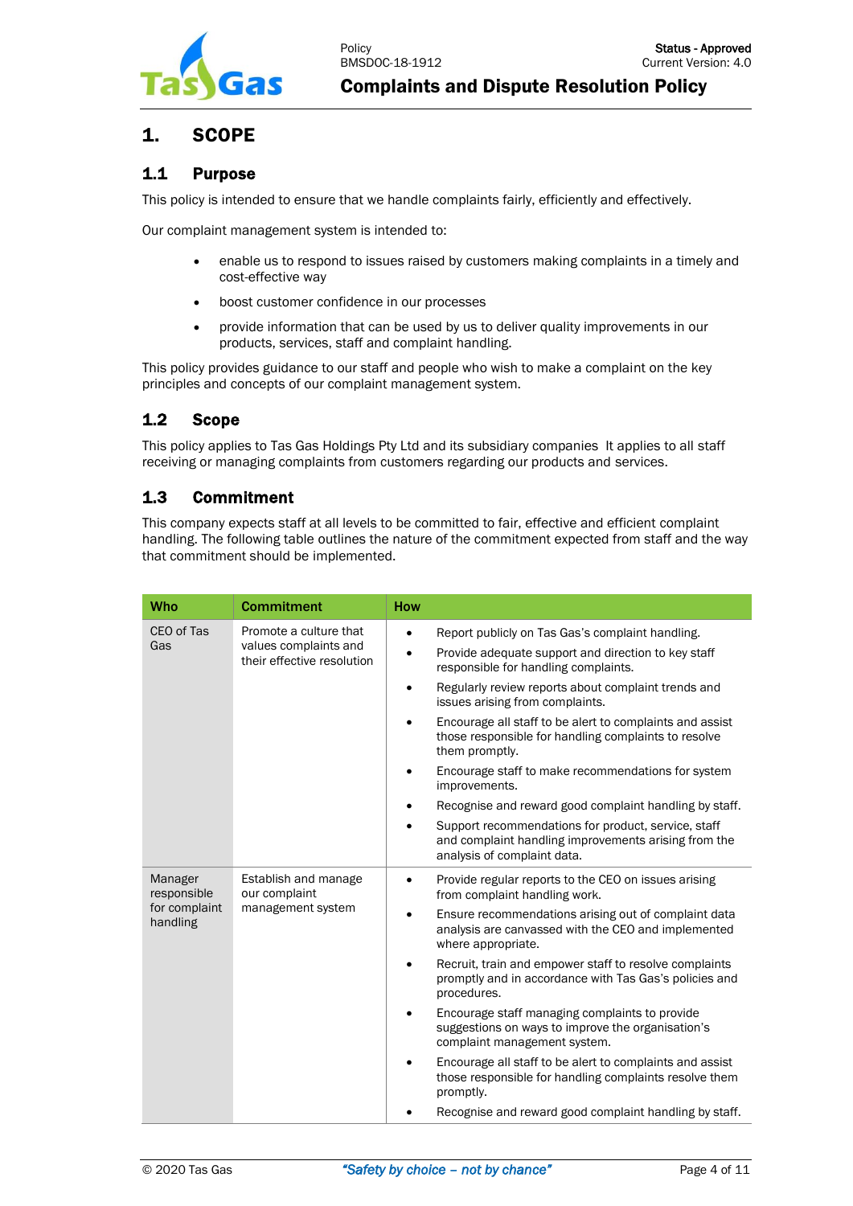# 1. SCOPE

## 1.1 Purpose

This policy is intended to ensure that we handle complaints fairly, efficiently and effectively.

Our complaint management system is intended to:

- enable us to respond to issues raised by customers making complaints in a timely and cost-effective way
- boost customer confidence in our processes
- provide information that can be used by us to deliver quality improvements in our products, services, staff and complaint handling.

This policy provides guidance to our staff and people who wish to make a complaint on the key principles and concepts of our complaint management system.

## 1.2 Scope

This policy applies to Tas Gas Holdings Pty Ltd and its subsidiary companies It applies to all staff receiving or managing complaints from customers regarding our products and services.

## 1.3 Commitment

This company expects staff at all levels to be committed to fair, effective and efficient complaint handling. The following table outlines the nature of the commitment expected from staff and the way that commitment should be implemented.

| Who | Commitment | How |
|---|---|---|
| CEO of Tas Gas | Promote a culture that values complaints and their effective resolution | • Report publicly on Tas Gas's complaint handling.<br>• Provide adequate support and direction to key staff responsible for handling complaints.<br>• Regularly review reports about complaint trends and issues arising from complaints.<br>• Encourage all staff to be alert to complaints and assist those responsible for handling complaints to resolve them promptly.<br>• Encourage staff to make recommendations for system improvements.<br>• Recognise and reward good complaint handling by staff.<br>• Support recommendations for product, service, staff and complaint handling improvements arising from the analysis of complaint data. |
| Manager responsible for complaint handling | Establish and manage our complaint management system | • Provide regular reports to the CEO on issues arising from complaint handling work.<br>• Ensure recommendations arising out of complaint data analysis are canvassed with the CEO and implemented where appropriate.<br>• Recruit, train and empower staff to resolve complaints promptly and in accordance with Tas Gas's policies and procedures.<br>• Encourage staff managing complaints to provide suggestions on ways to improve the organisation's complaint management system.<br>• Encourage all staff to be alert to complaints and assist those responsible for handling complaints resolve them promptly.<br>• Recognise and reward good complaint handling by staff. |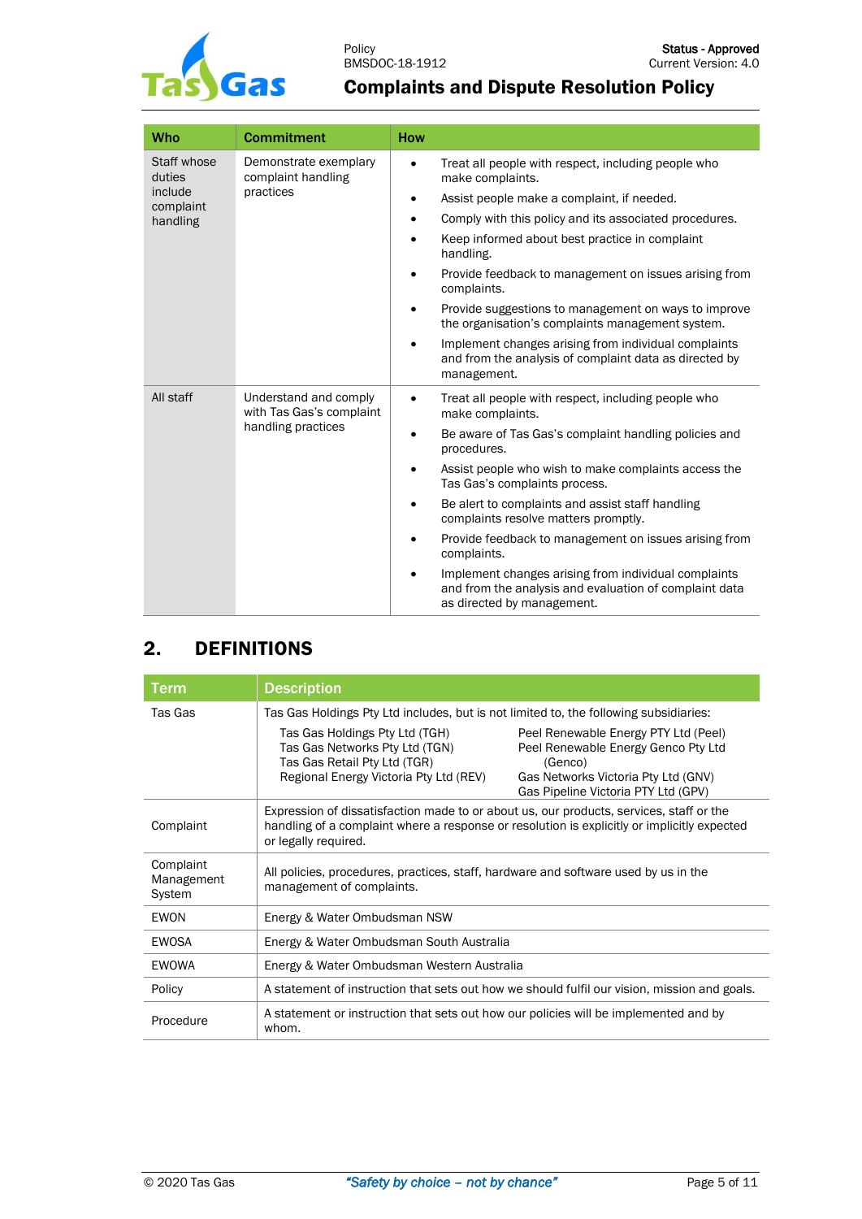| Who | Commitment | How |
|---|---|---|
| Staff whose duties include complaint handling | Demonstrate exemplary complaint handling practices | • Treat all people with respect, including people who make complaints.<br>• Assist people make a complaint, if needed.<br>• Comply with this policy and its associated procedures.<br>• Keep informed about best practice in complaint handling.<br>• Provide feedback to management on issues arising from complaints.<br>• Provide suggestions to management on ways to improve the organisation's complaints management system.<br>• Implement changes arising from individual complaints and from the analysis of complaint data as directed by management. |
| All staff | Understand and comply with Tas Gas's complaint handling practices | • Treat all people with respect, including people who make complaints.<br>• Be aware of Tas Gas's complaint handling policies and procedures.<br>• Assist people who wish to make complaints access the Tas Gas's complaints process.<br>• Be alert to complaints and assist staff handling complaints resolve matters promptly.<br>• Provide feedback to management on issues arising from complaints.<br>• Implement changes arising from individual complaints and from the analysis and evaluation of complaint data as directed by management. |

## 2. DEFINITIONS

| Term | Description |
|---|---|
| Tas Gas | Tas Gas Holdings Pty Ltd includes, but is not limited to, the following subsidiaries:<br>Tas Gas Holdings Pty Ltd (TGH)<br>Tas Gas Networks Pty Ltd (TGN)<br>Tas Gas Retail Pty Ltd (TGR)<br>Regional Energy Victoria Pty Ltd (REV)<br>Peel Renewable Energy PTY Ltd (Peel)<br>Peel Renewable Energy Genco Pty Ltd (Genco)<br>Gas Networks Victoria Pty Ltd (GNV)<br>Gas Pipeline Victoria PTY Ltd (GPV) |
| Complaint | Expression of dissatisfaction made to or about us, our products, services, staff or the handling of a complaint where a response or resolution is explicitly or implicitly expected or legally required. |
| Complaint Management System | All policies, procedures, practices, staff, hardware and software used by us in the management of complaints. |
| EWON | Energy & Water Ombudsman NSW |
| EWOSA | Energy & Water Ombudsman South Australia |
| EWOWA | Energy & Water Ombudsman Western Australia |
| Policy | A statement of instruction that sets out how we should fulfil our vision, mission and goals. |
| Procedure | A statement or instruction that sets out how our policies will be implemented and by whom. |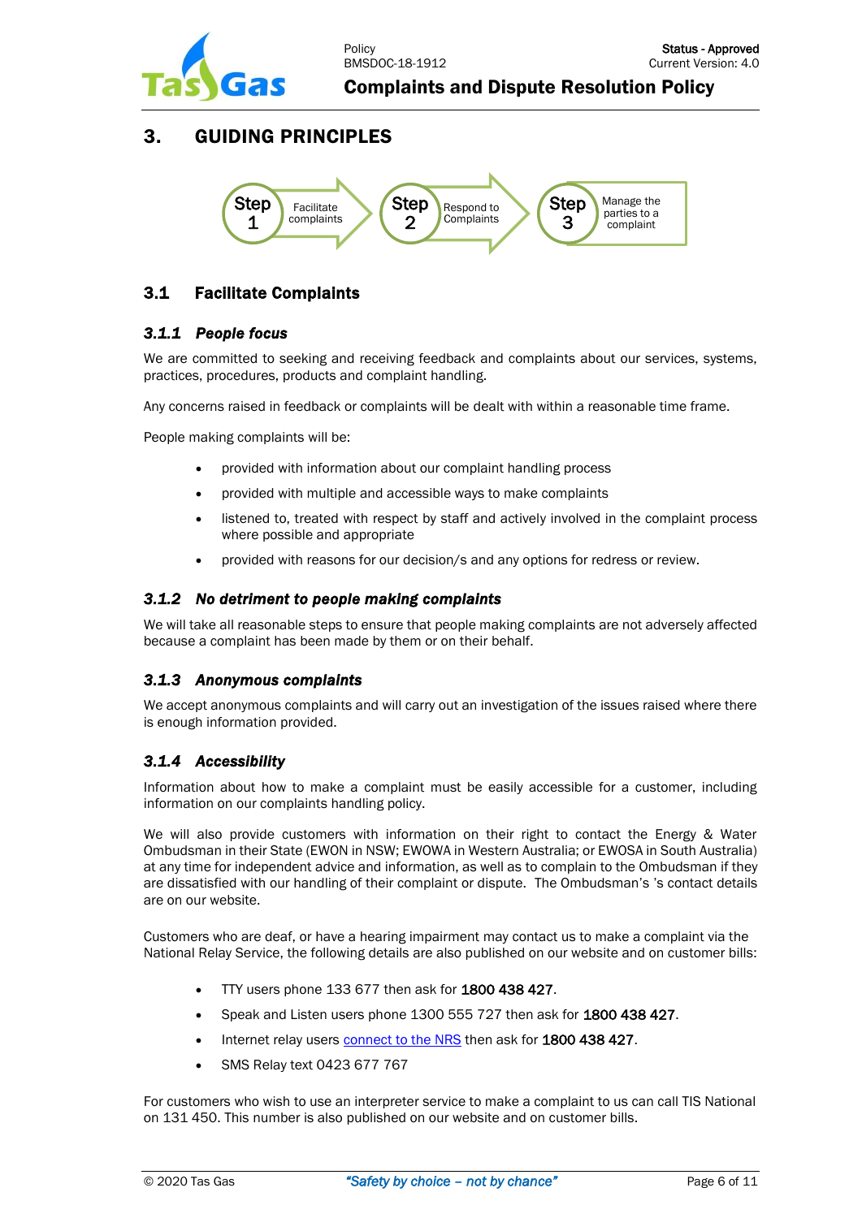# 3. GUIDING PRINCIPLES

Step 1 Facilitate complaints → Step 2 Respond to Complaints → Step 3 Manage the parties to a complaint

## 3.1 Facilitate Complaints

### *3.1.1 People focus*

We are committed to seeking and receiving feedback and complaints about our services, systems, practices, procedures, products and complaint handling.

Any concerns raised in feedback or complaints will be dealt with within a reasonable time frame.

People making complaints will be:

- provided with information about our complaint handling process
- provided with multiple and accessible ways to make complaints
- listened to, treated with respect by staff and actively involved in the complaint process where possible and appropriate
- provided with reasons for our decision/s and any options for redress or review.

### *3.1.2 No detriment to people making complaints*

We will take all reasonable steps to ensure that people making complaints are not adversely affected because a complaint has been made by them or on their behalf.

### *3.1.3 Anonymous complaints*

We accept anonymous complaints and will carry out an investigation of the issues raised where there is enough information provided.

### *3.1.4 Accessibility*

Information about how to make a complaint must be easily accessible for a customer, including information on our complaints handling policy.

We will also provide customers with information on their right to contact the Energy & Water Ombudsman in their State (EWON in NSW; EWOWA in Western Australia; or EWOSA in South Australia) at any time for independent advice and information, as well as to complain to the Ombudsman if they are dissatisfied with our handling of their complaint or dispute. The Ombudsman's 's contact details are on our website.

Customers who are deaf, or have a hearing impairment may contact us to make a complaint via the National Relay Service, the following details are also published on our website and on customer bills:

- TTY users phone 133 677 then ask for **1800 438 427**.
- Speak and Listen users phone 1300 555 727 then ask for **1800 438 427**.
- Internet relay users connect to the NRS then ask for **1800 438 427**.
- SMS Relay text 0423 677 767

For customers who wish to use an interpreter service to make a complaint to us can call TIS National on 131 450. This number is also published on our website and on customer bills.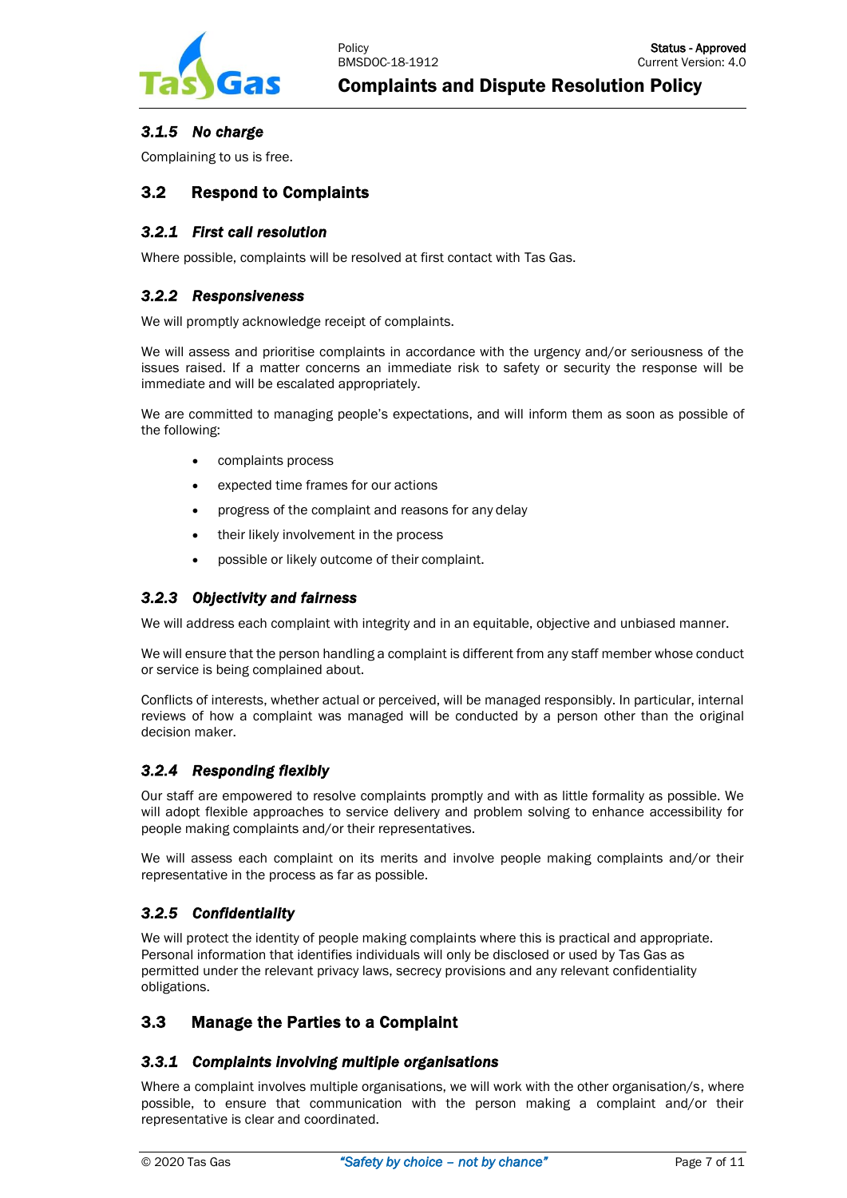### 3.1.5 *No charge*

Complaining to us is free.

## 3.2 Respond to Complaints

### 3.2.1 *First call resolution*

Where possible, complaints will be resolved at first contact with Tas Gas.

### 3.2.2 *Responsiveness*

We will promptly acknowledge receipt of complaints.

We will assess and prioritise complaints in accordance with the urgency and/or seriousness of the issues raised. If a matter concerns an immediate risk to safety or security the response will be immediate and will be escalated appropriately.

We are committed to managing people's expectations, and will inform them as soon as possible of the following:

- complaints process
- expected time frames for our actions
- progress of the complaint and reasons for any delay
- their likely involvement in the process
- possible or likely outcome of their complaint.

### 3.2.3 *Objectivity and fairness*

We will address each complaint with integrity and in an equitable, objective and unbiased manner.

We will ensure that the person handling a complaint is different from any staff member whose conduct or service is being complained about.

Conflicts of interests, whether actual or perceived, will be managed responsibly. In particular, internal reviews of how a complaint was managed will be conducted by a person other than the original decision maker.

### 3.2.4 *Responding flexibly*

Our staff are empowered to resolve complaints promptly and with as little formality as possible. We will adopt flexible approaches to service delivery and problem solving to enhance accessibility for people making complaints and/or their representatives.

We will assess each complaint on its merits and involve people making complaints and/or their representative in the process as far as possible.

### 3.2.5 *Confidentiality*

We will protect the identity of people making complaints where this is practical and appropriate. Personal information that identifies individuals will only be disclosed or used by Tas Gas as permitted under the relevant privacy laws, secrecy provisions and any relevant confidentiality obligations.

## 3.3 Manage the Parties to a Complaint

### 3.3.1 *Complaints involving multiple organisations*

Where a complaint involves multiple organisations, we will work with the other organisation/s, where possible, to ensure that communication with the person making a complaint and/or their representative is clear and coordinated.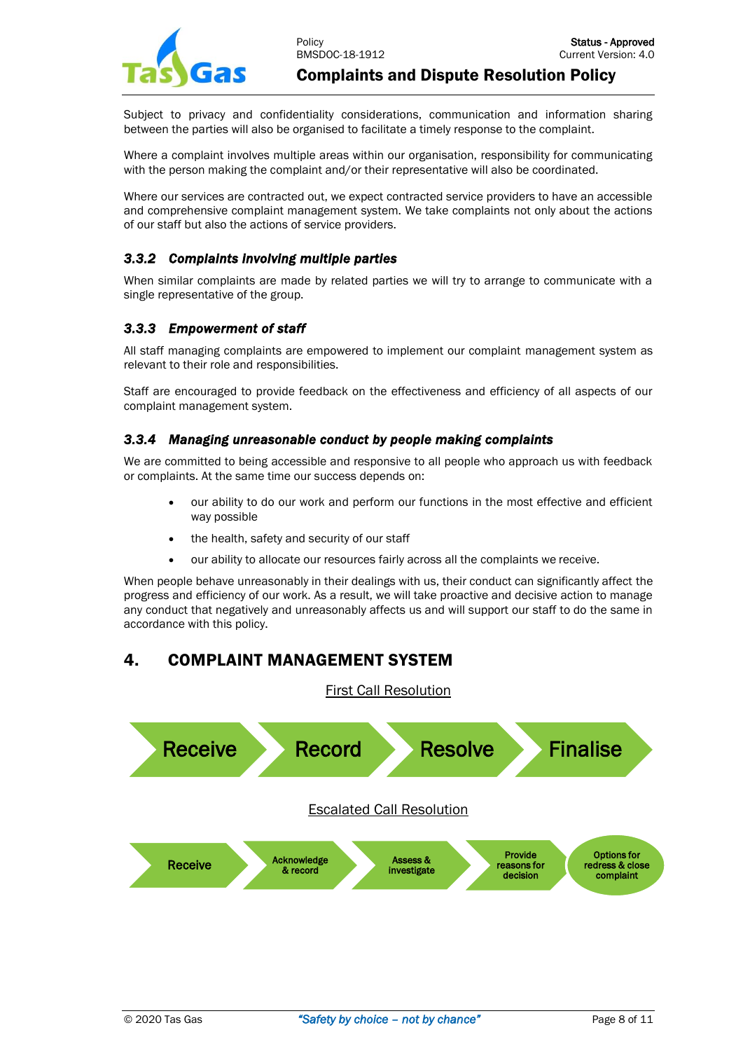Subject to privacy and confidentiality considerations, communication and information sharing between the parties will also be organised to facilitate a timely response to the complaint.

Where a complaint involves multiple areas within our organisation, responsibility for communicating with the person making the complaint and/or their representative will also be coordinated.

Where our services are contracted out, we expect contracted service providers to have an accessible and comprehensive complaint management system. We take complaints not only about the actions of our staff but also the actions of service providers.

### *3.3.2 Complaints involving multiple parties*

When similar complaints are made by related parties we will try to arrange to communicate with a single representative of the group.

### *3.3.3 Empowerment of staff*

All staff managing complaints are empowered to implement our complaint management system as relevant to their role and responsibilities.

Staff are encouraged to provide feedback on the effectiveness and efficiency of all aspects of our complaint management system.

### *3.3.4 Managing unreasonable conduct by people making complaints*

We are committed to being accessible and responsive to all people who approach us with feedback or complaints. At the same time our success depends on:

- our ability to do our work and perform our functions in the most effective and efficient way possible
- the health, safety and security of our staff
- our ability to allocate our resources fairly across all the complaints we receive.

When people behave unreasonably in their dealings with us, their conduct can significantly affect the progress and efficiency of our work. As a result, we will take proactive and decisive action to manage any conduct that negatively and unreasonably affects us and will support our staff to do the same in accordance with this policy.

## 4. COMPLAINT MANAGEMENT SYSTEM

First Call Resolution

Receive → Record → Resolve → Finalise

Escalated Call Resolution

Receive → Acknowledge & record → Assess & investigate → Provide reasons for decision → Options for redress & close complaint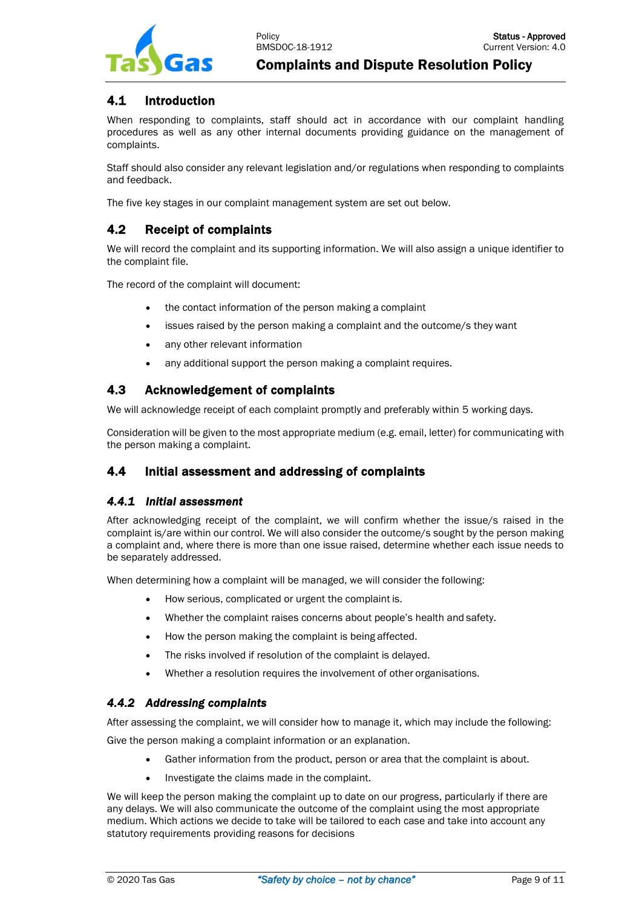## 4.1 Introduction

When responding to complaints, staff should act in accordance with our complaint handling procedures as well as any other internal documents providing guidance on the management of complaints.

Staff should also consider any relevant legislation and/or regulations when responding to complaints and feedback.

The five key stages in our complaint management system are set out below.

## 4.2 Receipt of complaints

We will record the complaint and its supporting information. We will also assign a unique identifier to the complaint file.

The record of the complaint will document:

- the contact information of the person making a complaint
- issues raised by the person making a complaint and the outcome/s they want
- any other relevant information
- any additional support the person making a complaint requires.

## 4.3 Acknowledgement of complaints

We will acknowledge receipt of each complaint promptly and preferably within 5 working days.

Consideration will be given to the most appropriate medium (e.g. email, letter) for communicating with the person making a complaint.

## 4.4 Initial assessment and addressing of complaints

### *4.4.1 Initial assessment*

After acknowledging receipt of the complaint, we will confirm whether the issue/s raised in the complaint is/are within our control. We will also consider the outcome/s sought by the person making a complaint and, where there is more than one issue raised, determine whether each issue needs to be separately addressed.

When determining how a complaint will be managed, we will consider the following:

- How serious, complicated or urgent the complaint is.
- Whether the complaint raises concerns about people's health and safety.
- How the person making the complaint is being affected.
- The risks involved if resolution of the complaint is delayed.
- Whether a resolution requires the involvement of other organisations.

### *4.4.2 Addressing complaints*

After assessing the complaint, we will consider how to manage it, which may include the following:

Give the person making a complaint information or an explanation.

- Gather information from the product, person or area that the complaint is about.
- Investigate the claims made in the complaint.

We will keep the person making the complaint up to date on our progress, particularly if there are any delays. We will also communicate the outcome of the complaint using the most appropriate medium. Which actions we decide to take will be tailored to each case and take into account any statutory requirements providing reasons for decisions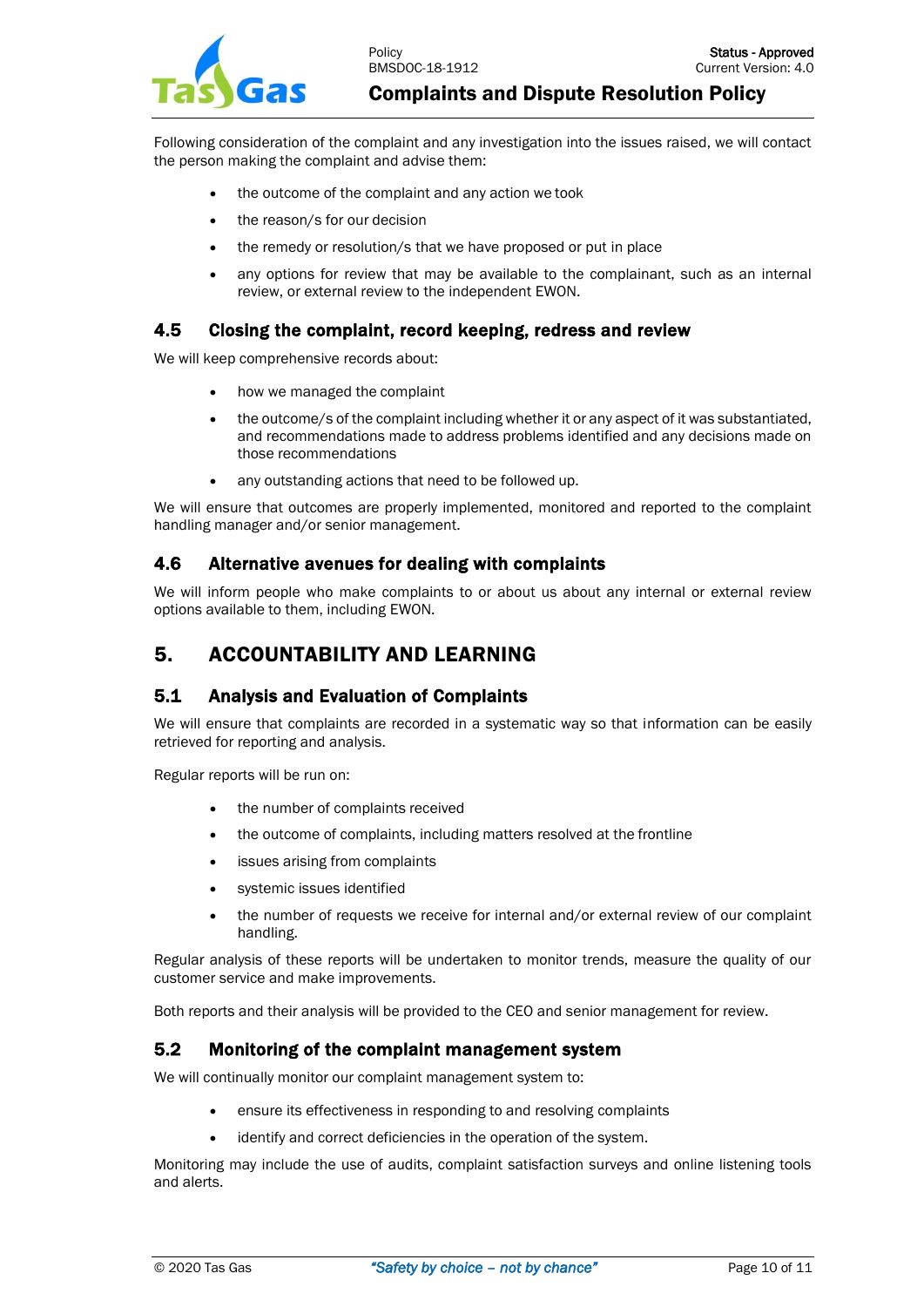Following consideration of the complaint and any investigation into the issues raised, we will contact the person making the complaint and advise them:

- the outcome of the complaint and any action we took
- the reason/s for our decision
- the remedy or resolution/s that we have proposed or put in place
- any options for review that may be available to the complainant, such as an internal review, or external review to the independent EWON.

### 4.5 Closing the complaint, record keeping, redress and review

We will keep comprehensive records about:

- how we managed the complaint
- the outcome/s of the complaint including whether it or any aspect of it was substantiated, and recommendations made to address problems identified and any decisions made on those recommendations
- any outstanding actions that need to be followed up.

We will ensure that outcomes are properly implemented, monitored and reported to the complaint handling manager and/or senior management.

### 4.6 Alternative avenues for dealing with complaints

We will inform people who make complaints to or about us about any internal or external review options available to them, including EWON.

## 5. ACCOUNTABILITY AND LEARNING

### 5.1 Analysis and Evaluation of Complaints

We will ensure that complaints are recorded in a systematic way so that information can be easily retrieved for reporting and analysis.

Regular reports will be run on:

- the number of complaints received
- the outcome of complaints, including matters resolved at the frontline
- issues arising from complaints
- systemic issues identified
- the number of requests we receive for internal and/or external review of our complaint handling.

Regular analysis of these reports will be undertaken to monitor trends, measure the quality of our customer service and make improvements.

Both reports and their analysis will be provided to the CEO and senior management for review.

### 5.2 Monitoring of the complaint management system

We will continually monitor our complaint management system to:

- ensure its effectiveness in responding to and resolving complaints
- identify and correct deficiencies in the operation of the system.

Monitoring may include the use of audits, complaint satisfaction surveys and online listening tools and alerts.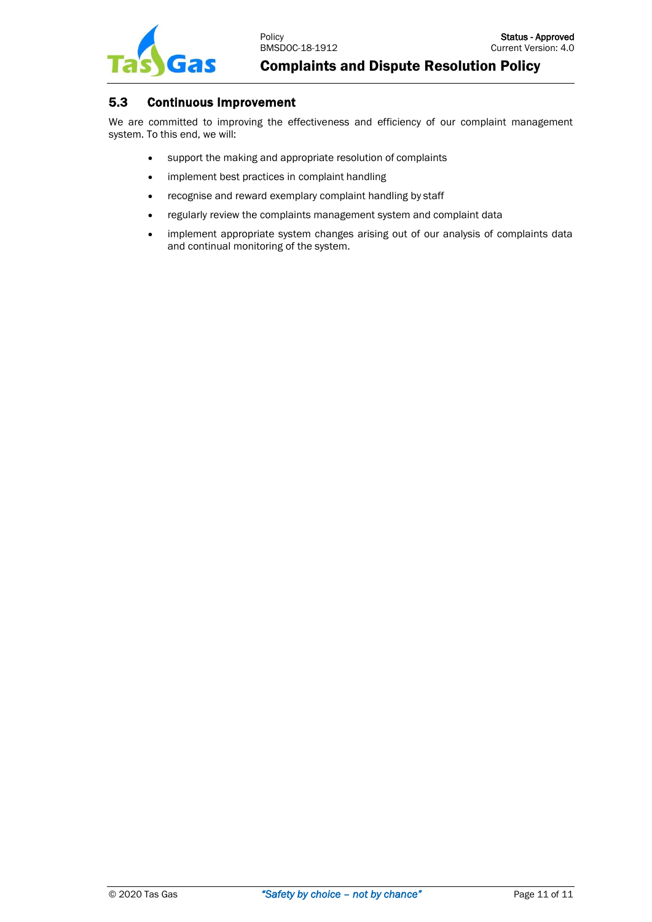### 5.3 Continuous Improvement

We are committed to improving the effectiveness and efficiency of our complaint management system. To this end, we will:

- support the making and appropriate resolution of complaints
- implement best practices in complaint handling
- recognise and reward exemplary complaint handling by staff
- regularly review the complaints management system and complaint data
- implement appropriate system changes arising out of our analysis of complaints data and continual monitoring of the system.